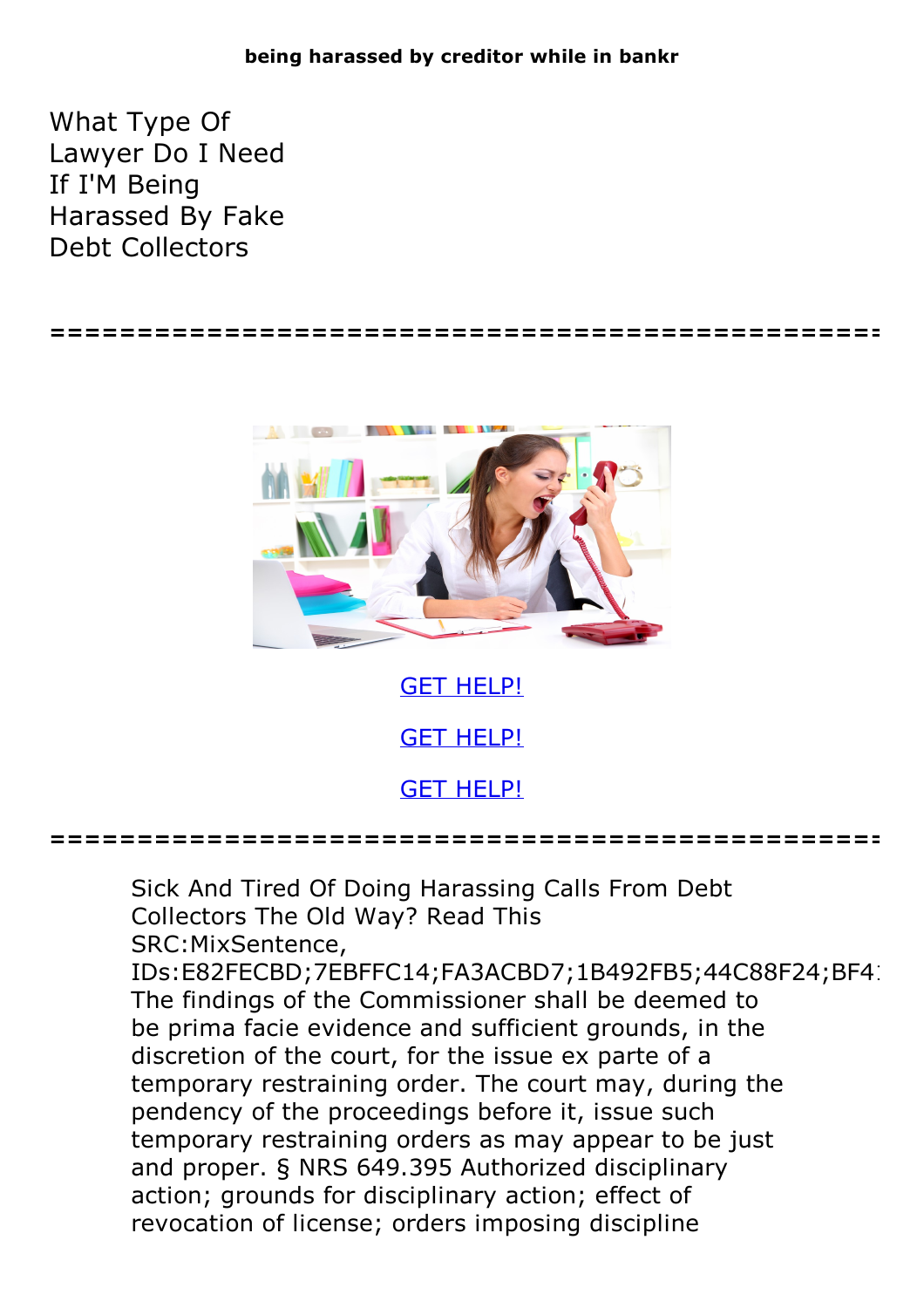**being harassed by creditor while in bankr**

# What Type Of Lawyer Do I Need If I'M Being Harassed By Fake Debt Collectors

=====================================================

GET HELP!

GET HELP!

GET HELP!

=====================================================

Sick And Tired Of Doing Harassing Calls From Debt Collectors The Old Way? Read This
SRC:MixSentence,
IDs:E82FECBD;7EBFFC14;FA3ACBD7;1B492FB5;44C88F24;BF4
The findings of the Commissioner shall be deemed to be prima facie evidence and sufficient grounds, in the discretion of the court, for the issue ex parte of a temporary restraining order. The court may, during the pendency of the proceedings before it, issue such temporary restraining orders as may appear to be just and proper. § NRS 649.395 Authorized disciplinary action; grounds for disciplinary action; effect of revocation of license; orders imposing discipline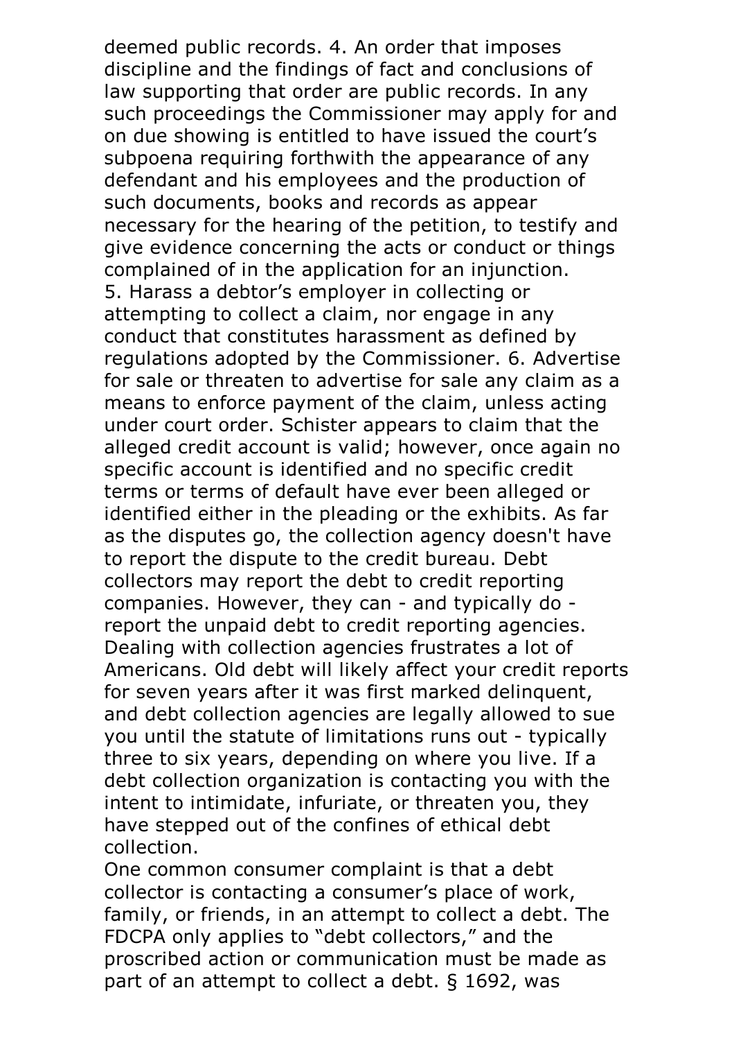deemed public records. 4. An order that imposes discipline and the findings of fact and conclusions of law supporting that order are public records. In any such proceedings the Commissioner may apply for and on due showing is entitled to have issued the court's subpoena requiring forthwith the appearance of any defendant and his employees and the production of such documents, books and records as appear necessary for the hearing of the petition, to testify and give evidence concerning the acts or conduct or things complained of in the application for an injunction. 5. Harass a debtor's employer in collecting or attempting to collect a claim, nor engage in any conduct that constitutes harassment as defined by regulations adopted by the Commissioner. 6. Advertise for sale or threaten to advertise for sale any claim as a means to enforce payment of the claim, unless acting under court order. Schister appears to claim that the alleged credit account is valid; however, once again no specific account is identified and no specific credit terms or terms of default have ever been alleged or identified either in the pleading or the exhibits. As far as the disputes go, the collection agency doesn't have to report the dispute to the credit bureau. Debt collectors may report the debt to credit reporting companies. However, they can - and typically do - report the unpaid debt to credit reporting agencies. Dealing with collection agencies frustrates a lot of Americans. Old debt will likely affect your credit reports for seven years after it was first marked delinquent, and debt collection agencies are legally allowed to sue you until the statute of limitations runs out - typically three to six years, depending on where you live. If a debt collection organization is contacting you with the intent to intimidate, infuriate, or threaten you, they have stepped out of the confines of ethical debt collection.

One common consumer complaint is that a debt collector is contacting a consumer's place of work, family, or friends, in an attempt to collect a debt. The FDCPA only applies to "debt collectors," and the proscribed action or communication must be made as part of an attempt to collect a debt. § 1692, was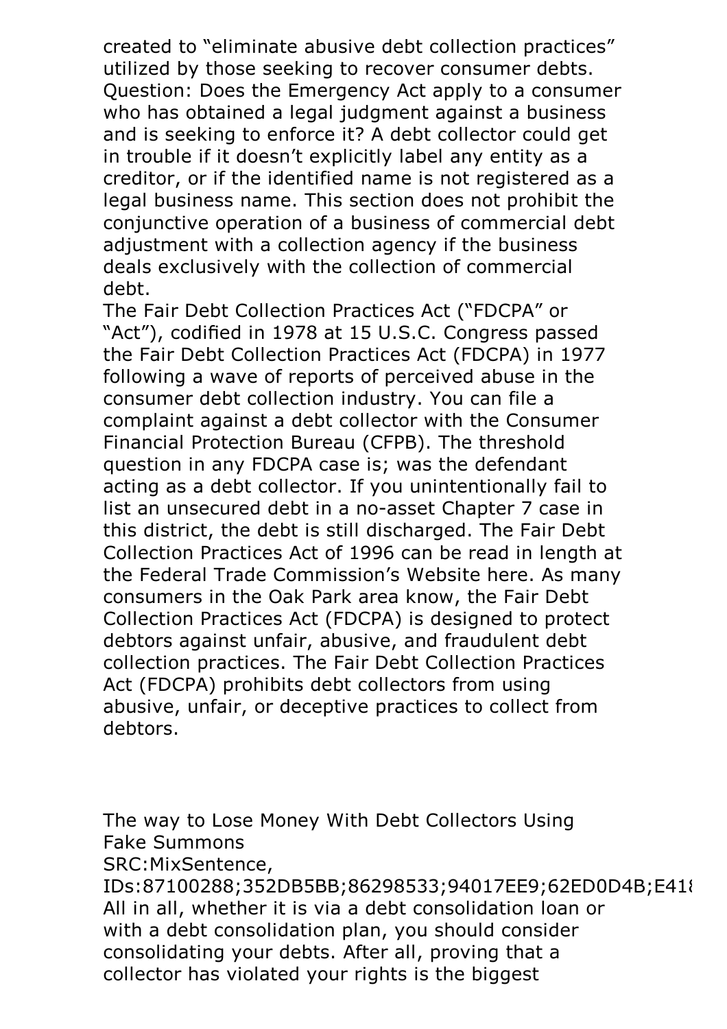created to "eliminate abusive debt collection practices" utilized by those seeking to recover consumer debts. Question: Does the Emergency Act apply to a consumer who has obtained a legal judgment against a business and is seeking to enforce it? A debt collector could get in trouble if it doesn't explicitly label any entity as a creditor, or if the identified name is not registered as a legal business name. This section does not prohibit the conjunctive operation of a business of commercial debt adjustment with a collection agency if the business deals exclusively with the collection of commercial debt.

The Fair Debt Collection Practices Act ("FDCPA" or "Act"), codified in 1978 at 15 U.S.C. Congress passed the Fair Debt Collection Practices Act (FDCPA) in 1977 following a wave of reports of perceived abuse in the consumer debt collection industry. You can file a complaint against a debt collector with the Consumer Financial Protection Bureau (CFPB). The threshold question in any FDCPA case is; was the defendant acting as a debt collector. If you unintentionally fail to list an unsecured debt in a no-asset Chapter 7 case in this district, the debt is still discharged. The Fair Debt Collection Practices Act of 1996 can be read in length at the Federal Trade Commission's Website here. As many consumers in the Oak Park area know, the Fair Debt Collection Practices Act (FDCPA) is designed to protect debtors against unfair, abusive, and fraudulent debt collection practices. The Fair Debt Collection Practices Act (FDCPA) prohibits debt collectors from using abusive, unfair, or deceptive practices to collect from debtors.

The way to Lose Money With Debt Collectors Using Fake Summons

SRC:MixSentence, IDs:87100288;352DB5BB;86298533;94017EE9;62ED0D4B;E418

All in all, whether it is via a debt consolidation loan or with a debt consolidation plan, you should consider consolidating your debts. After all, proving that a collector has violated your rights is the biggest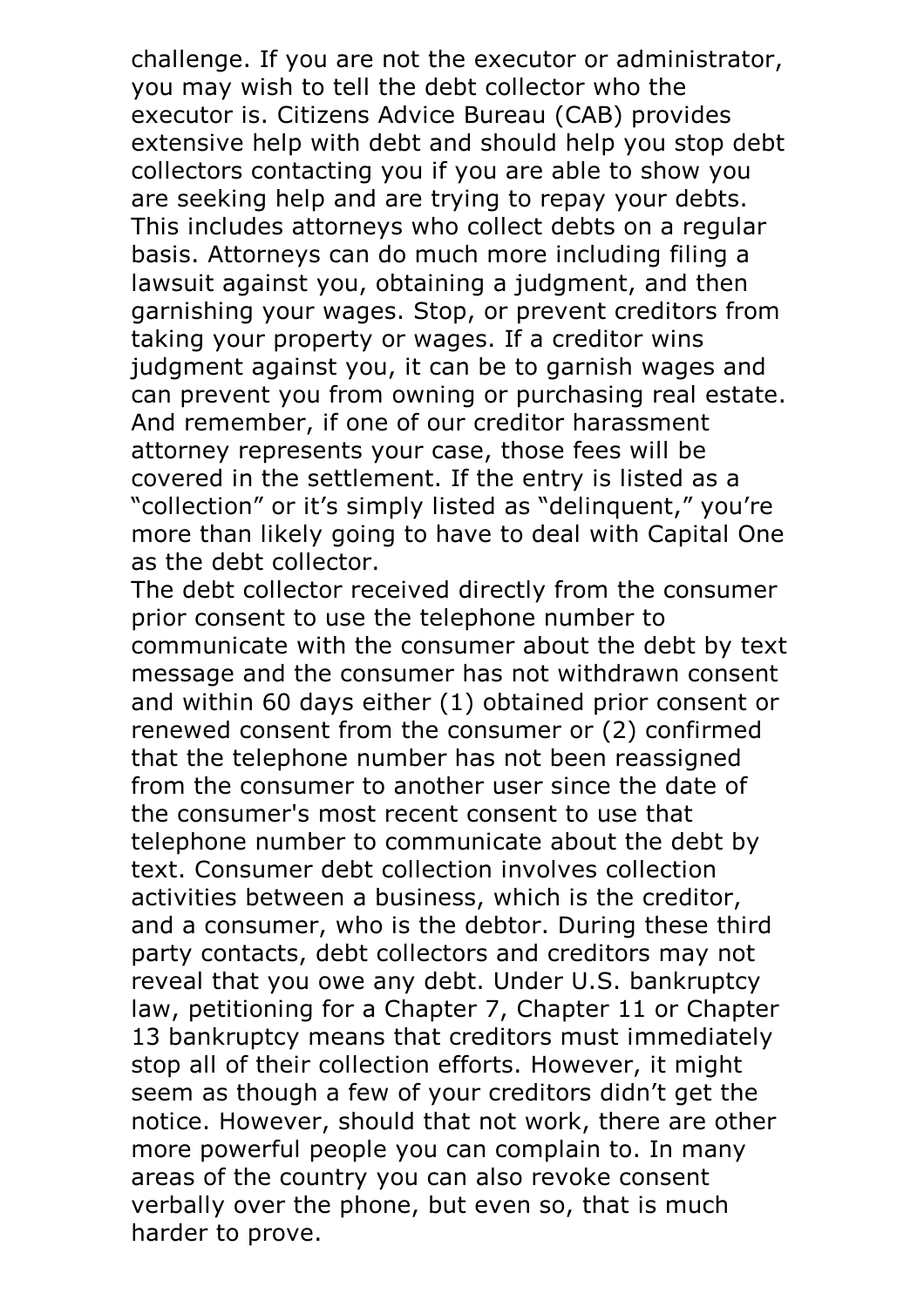challenge. If you are not the executor or administrator, you may wish to tell the debt collector who the executor is. Citizens Advice Bureau (CAB) provides extensive help with debt and should help you stop debt collectors contacting you if you are able to show you are seeking help and are trying to repay your debts. This includes attorneys who collect debts on a regular basis. Attorneys can do much more including filing a lawsuit against you, obtaining a judgment, and then garnishing your wages. Stop, or prevent creditors from taking your property or wages. If a creditor wins judgment against you, it can be to garnish wages and can prevent you from owning or purchasing real estate. And remember, if one of our creditor harassment attorney represents your case, those fees will be covered in the settlement. If the entry is listed as a "collection" or it's simply listed as "delinquent," you're more than likely going to have to deal with Capital One as the debt collector.

The debt collector received directly from the consumer prior consent to use the telephone number to communicate with the consumer about the debt by text message and the consumer has not withdrawn consent and within 60 days either (1) obtained prior consent or renewed consent from the consumer or (2) confirmed that the telephone number has not been reassigned from the consumer to another user since the date of the consumer's most recent consent to use that telephone number to communicate about the debt by text. Consumer debt collection involves collection activities between a business, which is the creditor, and a consumer, who is the debtor. During these third party contacts, debt collectors and creditors may not reveal that you owe any debt. Under U.S. bankruptcy law, petitioning for a Chapter 7, Chapter 11 or Chapter 13 bankruptcy means that creditors must immediately stop all of their collection efforts. However, it might seem as though a few of your creditors didn't get the notice. However, should that not work, there are other more powerful people you can complain to. In many areas of the country you can also revoke consent verbally over the phone, but even so, that is much harder to prove.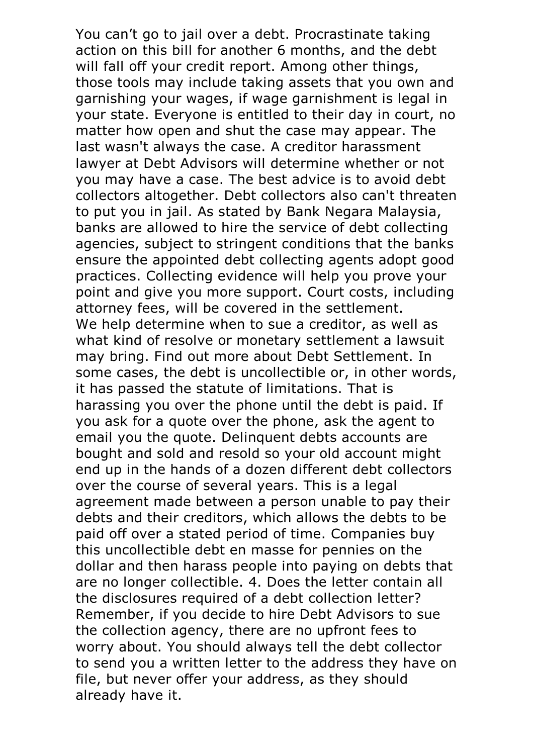You can’t go to jail over a debt. Procrastinate taking action on this bill for another 6 months, and the debt will fall off your credit report. Among other things, those tools may include taking assets that you own and garnishing your wages, if wage garnishment is legal in your state. Everyone is entitled to their day in court, no matter how open and shut the case may appear. The last wasn't always the case. A creditor harassment lawyer at Debt Advisors will determine whether or not you may have a case. The best advice is to avoid debt collectors altogether. Debt collectors also can't threaten to put you in jail. As stated by Bank Negara Malaysia, banks are allowed to hire the service of debt collecting agencies, subject to stringent conditions that the banks ensure the appointed debt collecting agents adopt good practices. Collecting evidence will help you prove your point and give you more support. Court costs, including attorney fees, will be covered in the settlement.

We help determine when to sue a creditor, as well as what kind of resolve or monetary settlement a lawsuit may bring. Find out more about Debt Settlement. In some cases, the debt is uncollectible or, in other words, it has passed the statute of limitations. That is harassing you over the phone until the debt is paid. If you ask for a quote over the phone, ask the agent to email you the quote. Delinquent debts accounts are bought and sold and resold so your old account might end up in the hands of a dozen different debt collectors over the course of several years. This is a legal agreement made between a person unable to pay their debts and their creditors, which allows the debts to be paid off over a stated period of time. Companies buy this uncollectible debt en masse for pennies on the dollar and then harass people into paying on debts that are no longer collectible. 4. Does the letter contain all the disclosures required of a debt collection letter? Remember, if you decide to hire Debt Advisors to sue the collection agency, there are no upfront fees to worry about. You should always tell the debt collector to send you a written letter to the address they have on file, but never offer your address, as they should already have it.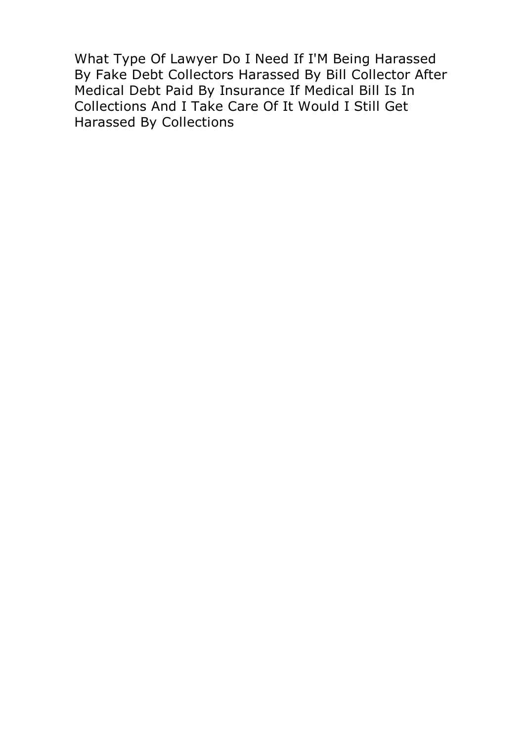What Type Of Lawyer Do I Need If I'M Being Harassed By Fake Debt Collectors Harassed By Bill Collector After Medical Debt Paid By Insurance If Medical Bill Is In Collections And I Take Care Of It Would I Still Get Harassed By Collections